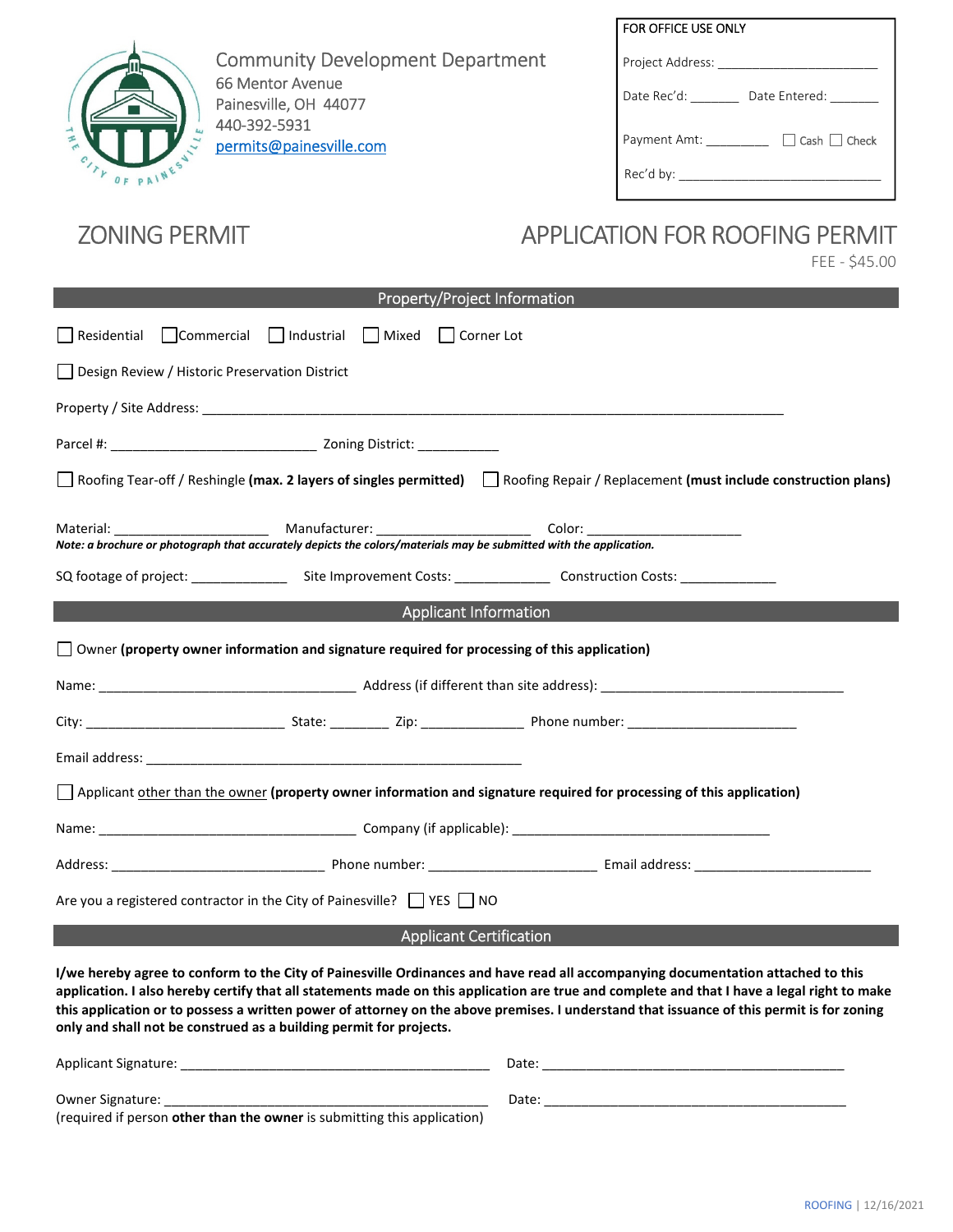Community Development Department
66 Mentor Avenue
Painesville, OH 44077
440-392-5931
permits@painesville.com

FOR OFFICE USE ONLY

Project Address: ______________________

Date Rec'd: _______ Date Entered: _______

Payment Amt: _________ ☐ Cash ☐ Check

Rec'd by: ____________________________

# ZONING PERMIT

# APPLICATION FOR ROOFING PERMIT

FEE - $45.00

## Property/Project Information

☐ Residential ☐ Commercial ☐ Industrial ☐ Mixed ☐ Corner Lot

☐ Design Review / Historic Preservation District

Property / Site Address: ______________________________________________________________________

Parcel #: ___________________________ Zoning District: ___________

☐ Roofing Tear-off / Reshingle **(max. 2 layers of singles permitted)** ☐ Roofing Repair / Replacement **(must include construction plans)**

Material: ____________________ Manufacturer: ____________________ Color: ____________________

***Note: a brochure or photograph that accurately depicts the colors/materials may be submitted with the application.***

SQ footage of project: _____________ Site Improvement Costs: _____________ Construction Costs: _____________

## Applicant Information

☐ Owner **(property owner information and signature required for processing of this application)**

Name: __________________________________ Address (if different than site address): _________________________________

City: ___________________________ State: ________ Zip: ______________ Phone number: ______________________

Email address: ___________________________________________________

☐ Applicant other than the owner **(property owner information and signature required for processing of this application)**

Name: __________________________________ Company (if applicable): __________________________________

Address: ____________________________ Phone number: ______________________ Email address: _______________________

Are you a registered contractor in the City of Painesville? ☐ YES ☐ NO

## Applicant Certification

**I/we hereby agree to conform to the City of Painesville Ordinances and have read all accompanying documentation attached to this application. I also hereby certify that all statements made on this application are true and complete and that I have a legal right to make this application or to possess a written power of attorney on the above premises. I understand that issuance of this permit is for zoning only and shall not be construed as a building permit for projects.**

Applicant Signature: __________________________________________ Date: ________________________________________

Owner Signature: ____________________________________________ Date: ________________________________________
(required if person **other than the owner** is submitting this application)

ROOFING | 12/16/2021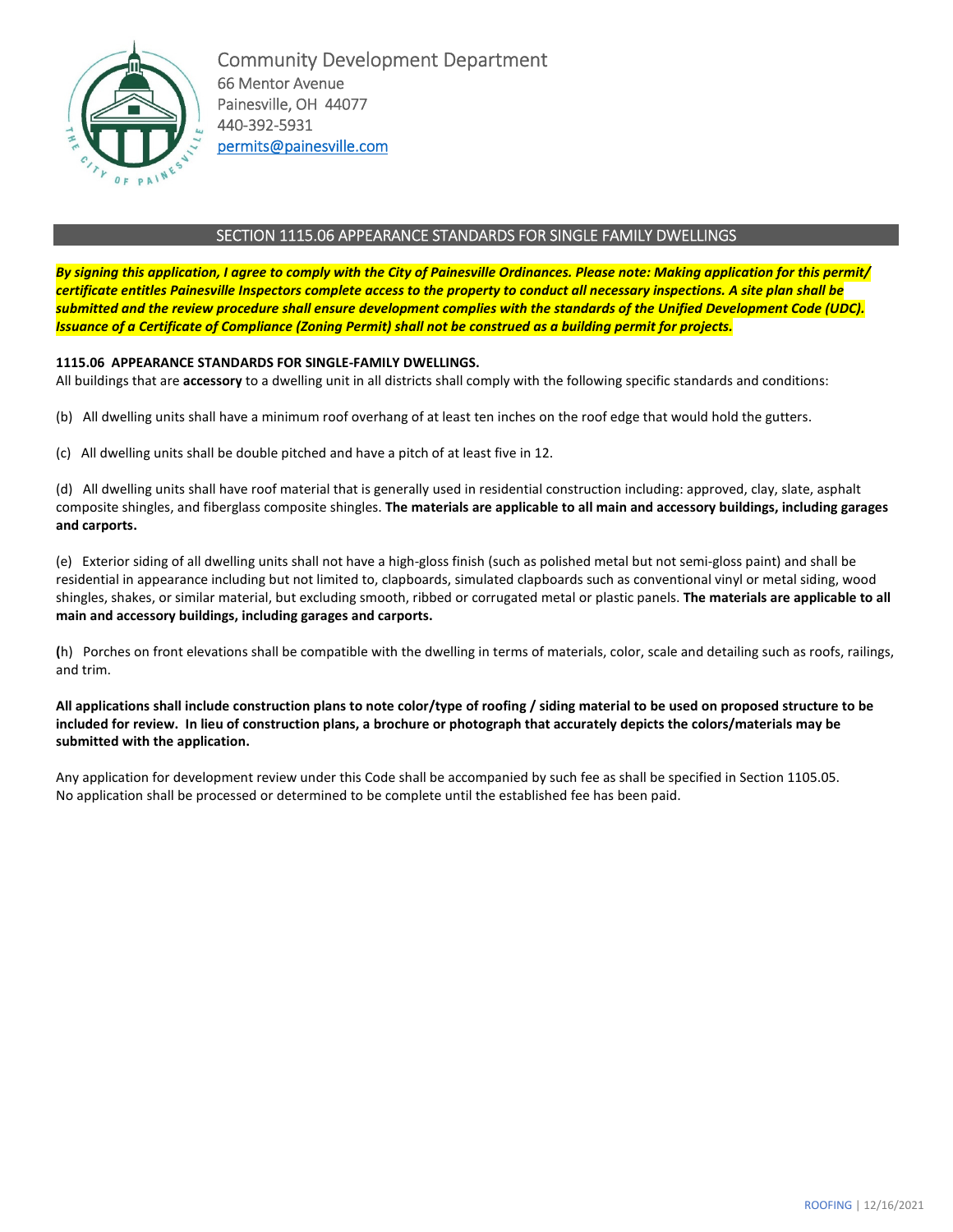Community Development Department
66 Mentor Avenue
Painesville, OH 44077
440-392-5931
permits@painesville.com

## SECTION 1115.06 APPEARANCE STANDARDS FOR SINGLE FAMILY DWELLINGS

***By signing this application, I agree to comply with the City of Painesville Ordinances. Please note: Making application for this permit/ certificate entitles Painesville Inspectors complete access to the property to conduct all necessary inspections. A site plan shall be submitted and the review procedure shall ensure development complies with the standards of the Unified Development Code (UDC). Issuance of a Certificate of Compliance (Zoning Permit) shall not be construed as a building permit for projects.***

**1115.06 APPEARANCE STANDARDS FOR SINGLE-FAMILY DWELLINGS.**
All buildings that are **accessory** to a dwelling unit in all districts shall comply with the following specific standards and conditions:

(b) All dwelling units shall have a minimum roof overhang of at least ten inches on the roof edge that would hold the gutters.

(c) All dwelling units shall be double pitched and have a pitch of at least five in 12.

(d) All dwelling units shall have roof material that is generally used in residential construction including: approved, clay, slate, asphalt composite shingles, and fiberglass composite shingles. **The materials are applicable to all main and accessory buildings, including garages and carports.**

(e) Exterior siding of all dwelling units shall not have a high-gloss finish (such as polished metal but not semi-gloss paint) and shall be residential in appearance including but not limited to, clapboards, simulated clapboards such as conventional vinyl or metal siding, wood shingles, shakes, or similar material, but excluding smooth, ribbed or corrugated metal or plastic panels. **The materials are applicable to all main and accessory buildings, including garages and carports.**

**(**h) Porches on front elevations shall be compatible with the dwelling in terms of materials, color, scale and detailing such as roofs, railings, and trim.

**All applications shall include construction plans to note color/type of roofing / siding material to be used on proposed structure to be included for review. In lieu of construction plans, a brochure or photograph that accurately depicts the colors/materials may be submitted with the application.**

Any application for development review under this Code shall be accompanied by such fee as shall be specified in Section 1105.05.
No application shall be processed or determined to be complete until the established fee has been paid.